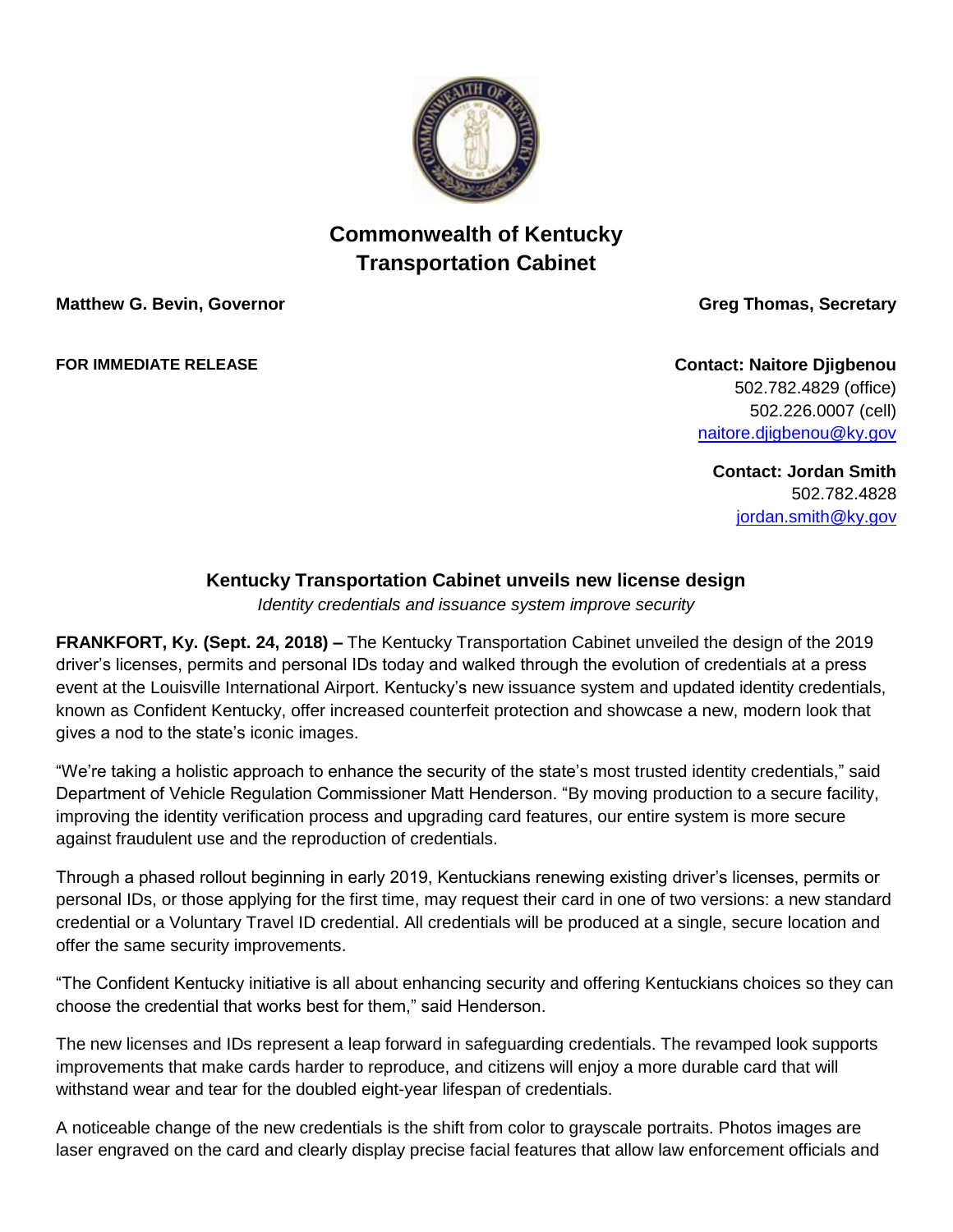# Commonwealth of Kentucky
# Transportation Cabinet

**Matthew G. Bevin, Governor** | **Greg Thomas, Secretary**

**FOR IMMEDIATE RELEASE**

**Contact: Naitore Djigbenou**
502.782.4829 (office)
502.226.0007 (cell)
naitore.djigbenou@ky.gov

**Contact: Jordan Smith**
502.782.4828
jordan.smith@ky.gov

## Kentucky Transportation Cabinet unveils new license design

*Identity credentials and issuance system improve security*

**FRANKFORT, Ky. (Sept. 24, 2018) –** The Kentucky Transportation Cabinet unveiled the design of the 2019 driver's licenses, permits and personal IDs today and walked through the evolution of credentials at a press event at the Louisville International Airport. Kentucky's new issuance system and updated identity credentials, known as Confident Kentucky, offer increased counterfeit protection and showcase a new, modern look that gives a nod to the state's iconic images.

"We're taking a holistic approach to enhance the security of the state's most trusted identity credentials," said Department of Vehicle Regulation Commissioner Matt Henderson. "By moving production to a secure facility, improving the identity verification process and upgrading card features, our entire system is more secure against fraudulent use and the reproduction of credentials.

Through a phased rollout beginning in early 2019, Kentuckians renewing existing driver's licenses, permits or personal IDs, or those applying for the first time, may request their card in one of two versions: a new standard credential or a Voluntary Travel ID credential. All credentials will be produced at a single, secure location and offer the same security improvements.

"The Confident Kentucky initiative is all about enhancing security and offering Kentuckians choices so they can choose the credential that works best for them," said Henderson.

The new licenses and IDs represent a leap forward in safeguarding credentials. The revamped look supports improvements that make cards harder to reproduce, and citizens will enjoy a more durable card that will withstand wear and tear for the doubled eight-year lifespan of credentials.

A noticeable change of the new credentials is the shift from color to grayscale portraits. Photos images are laser engraved on the card and clearly display precise facial features that allow law enforcement officials and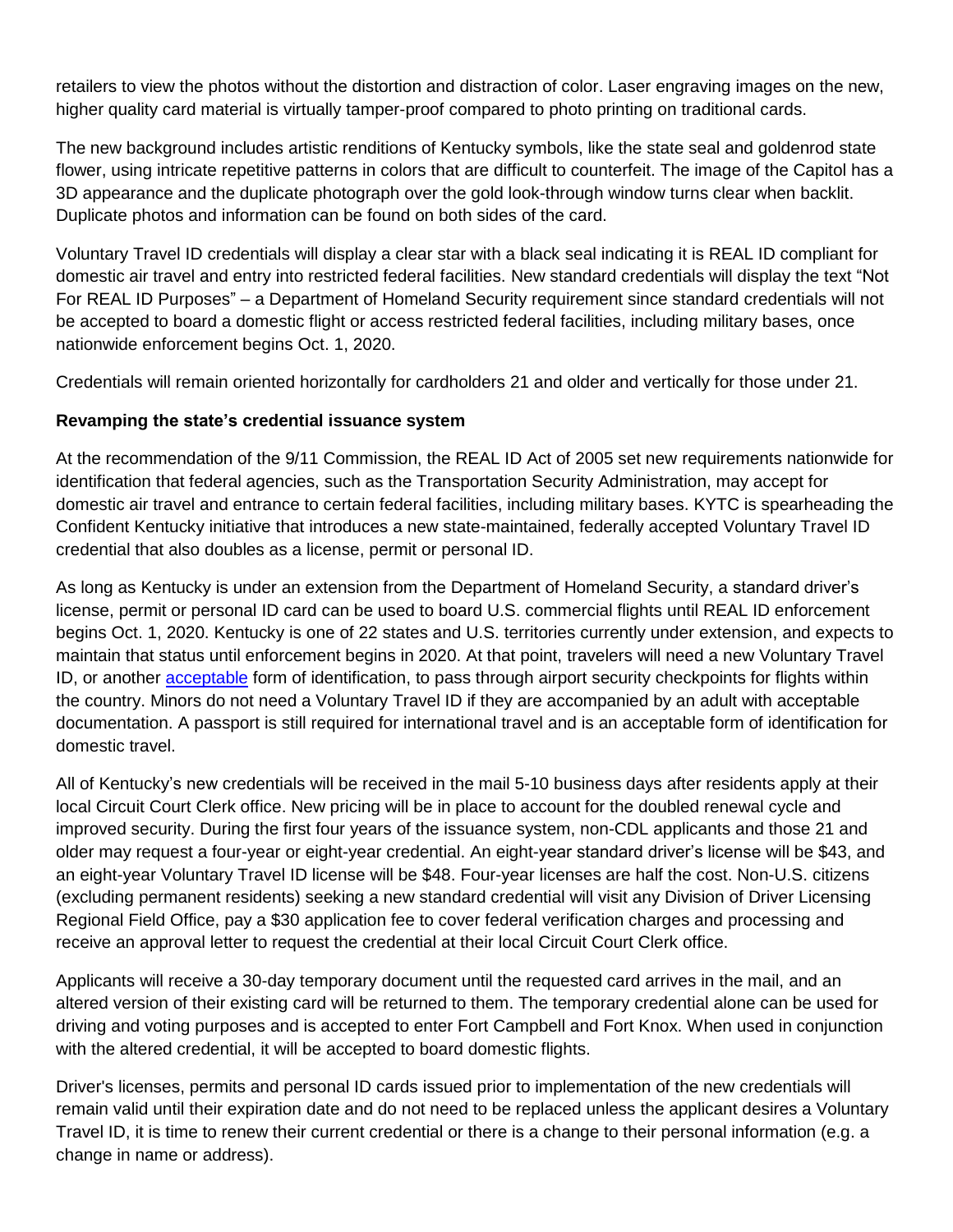retailers to view the photos without the distortion and distraction of color. Laser engraving images on the new, higher quality card material is virtually tamper-proof compared to photo printing on traditional cards.

The new background includes artistic renditions of Kentucky symbols, like the state seal and goldenrod state flower, using intricate repetitive patterns in colors that are difficult to counterfeit. The image of the Capitol has a 3D appearance and the duplicate photograph over the gold look-through window turns clear when backlit. Duplicate photos and information can be found on both sides of the card.

Voluntary Travel ID credentials will display a clear star with a black seal indicating it is REAL ID compliant for domestic air travel and entry into restricted federal facilities. New standard credentials will display the text "Not For REAL ID Purposes" – a Department of Homeland Security requirement since standard credentials will not be accepted to board a domestic flight or access restricted federal facilities, including military bases, once nationwide enforcement begins Oct. 1, 2020.

Credentials will remain oriented horizontally for cardholders 21 and older and vertically for those under 21.

**Revamping the state's credential issuance system**

At the recommendation of the 9/11 Commission, the REAL ID Act of 2005 set new requirements nationwide for identification that federal agencies, such as the Transportation Security Administration, may accept for domestic air travel and entrance to certain federal facilities, including military bases. KYTC is spearheading the Confident Kentucky initiative that introduces a new state-maintained, federally accepted Voluntary Travel ID credential that also doubles as a license, permit or personal ID.

As long as Kentucky is under an extension from the Department of Homeland Security, a standard driver's license, permit or personal ID card can be used to board U.S. commercial flights until REAL ID enforcement begins Oct. 1, 2020. Kentucky is one of 22 states and U.S. territories currently under extension, and expects to maintain that status until enforcement begins in 2020. At that point, travelers will need a new Voluntary Travel ID, or another acceptable form of identification, to pass through airport security checkpoints for flights within the country. Minors do not need a Voluntary Travel ID if they are accompanied by an adult with acceptable documentation. A passport is still required for international travel and is an acceptable form of identification for domestic travel.

All of Kentucky's new credentials will be received in the mail 5-10 business days after residents apply at their local Circuit Court Clerk office. New pricing will be in place to account for the doubled renewal cycle and improved security. During the first four years of the issuance system, non-CDL applicants and those 21 and older may request a four-year or eight-year credential. An eight-year standard driver's license will be $43, and an eight-year Voluntary Travel ID license will be $48. Four-year licenses are half the cost. Non-U.S. citizens (excluding permanent residents) seeking a new standard credential will visit any Division of Driver Licensing Regional Field Office, pay a $30 application fee to cover federal verification charges and processing and receive an approval letter to request the credential at their local Circuit Court Clerk office.

Applicants will receive a 30-day temporary document until the requested card arrives in the mail, and an altered version of their existing card will be returned to them. The temporary credential alone can be used for driving and voting purposes and is accepted to enter Fort Campbell and Fort Knox. When used in conjunction with the altered credential, it will be accepted to board domestic flights.

Driver's licenses, permits and personal ID cards issued prior to implementation of the new credentials will remain valid until their expiration date and do not need to be replaced unless the applicant desires a Voluntary Travel ID, it is time to renew their current credential or there is a change to their personal information (e.g. a change in name or address).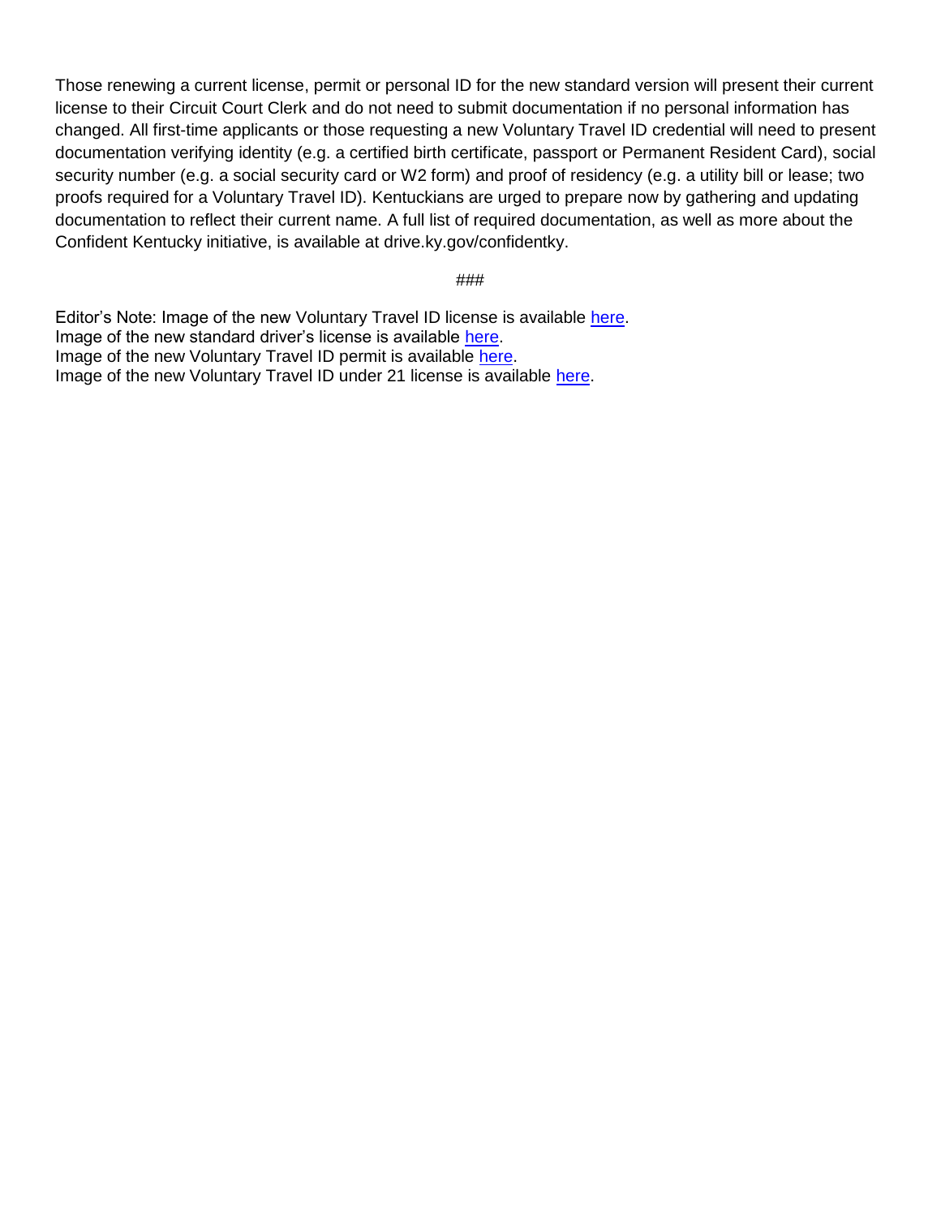Those renewing a current license, permit or personal ID for the new standard version will present their current license to their Circuit Court Clerk and do not need to submit documentation if no personal information has changed. All first-time applicants or those requesting a new Voluntary Travel ID credential will need to present documentation verifying identity (e.g. a certified birth certificate, passport or Permanent Resident Card), social security number (e.g. a social security card or W2 form) and proof of residency (e.g. a utility bill or lease; two proofs required for a Voluntary Travel ID). Kentuckians are urged to prepare now by gathering and updating documentation to reflect their current name. A full list of required documentation, as well as more about the Confident Kentucky initiative, is available at drive.ky.gov/confidentky.

###

Editor's Note: Image of the new Voluntary Travel ID license is available here.
Image of the new standard driver's license is available here.
Image of the new Voluntary Travel ID permit is available here.
Image of the new Voluntary Travel ID under 21 license is available here.